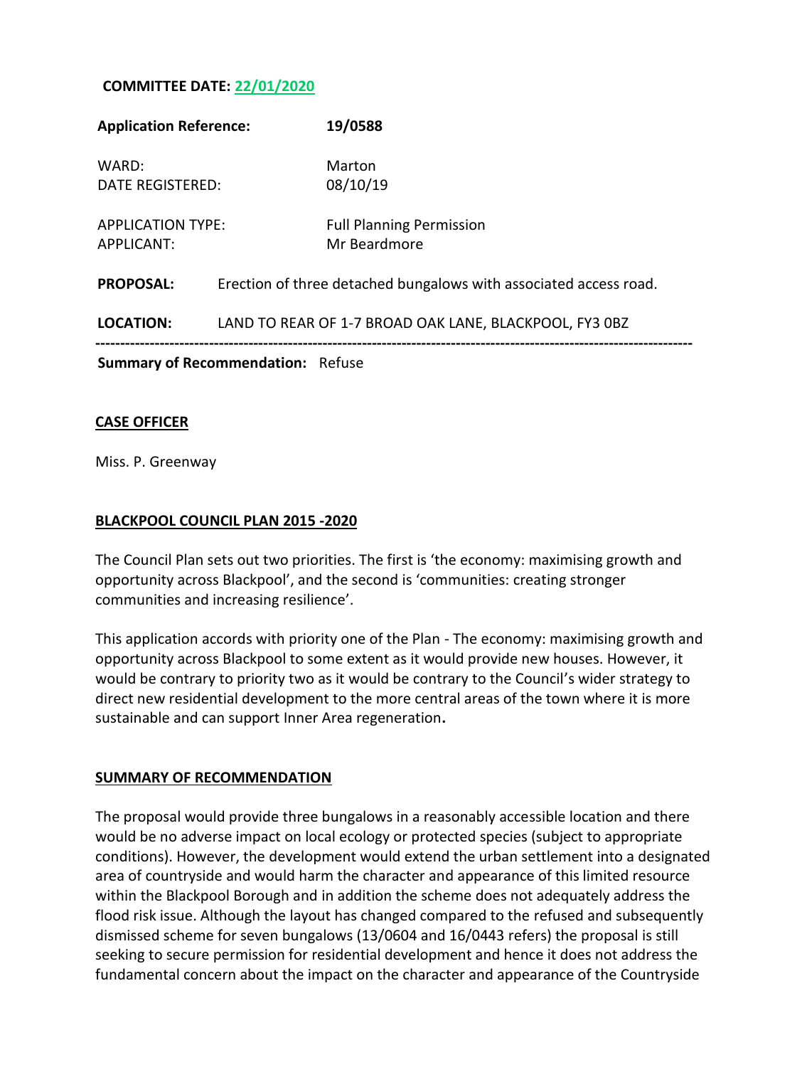**COMMITTEE DATE: 22/01/2020**

| | |
|---|---|
| **Application Reference:** | **19/0588** |
| WARD: | Marton |
| DATE REGISTERED: | 08/10/19 |
| APPLICATION TYPE: | Full Planning Permission |
| APPLICANT: | Mr Beardmore |

**PROPOSAL:** Erection of three detached bungalows with associated access road.

**LOCATION:** LAND TO REAR OF 1-7 BROAD OAK LANE, BLACKPOOL, FY3 0BZ

---

**Summary of Recommendation:** Refuse

## CASE OFFICER

Miss. P. Greenway

## BLACKPOOL COUNCIL PLAN 2015 -2020

The Council Plan sets out two priorities. The first is 'the economy: maximising growth and opportunity across Blackpool', and the second is 'communities: creating stronger communities and increasing resilience'.

This application accords with priority one of the Plan - The economy: maximising growth and opportunity across Blackpool to some extent as it would provide new houses. However, it would be contrary to priority two as it would be contrary to the Council's wider strategy to direct new residential development to the more central areas of the town where it is more sustainable and can support Inner Area regeneration**.**

## SUMMARY OF RECOMMENDATION

The proposal would provide three bungalows in a reasonably accessible location and there would be no adverse impact on local ecology or protected species (subject to appropriate conditions). However, the development would extend the urban settlement into a designated area of countryside and would harm the character and appearance of this limited resource within the Blackpool Borough and in addition the scheme does not adequately address the flood risk issue. Although the layout has changed compared to the refused and subsequently dismissed scheme for seven bungalows (13/0604 and 16/0443 refers) the proposal is still seeking to secure permission for residential development and hence it does not address the fundamental concern about the impact on the character and appearance of the Countryside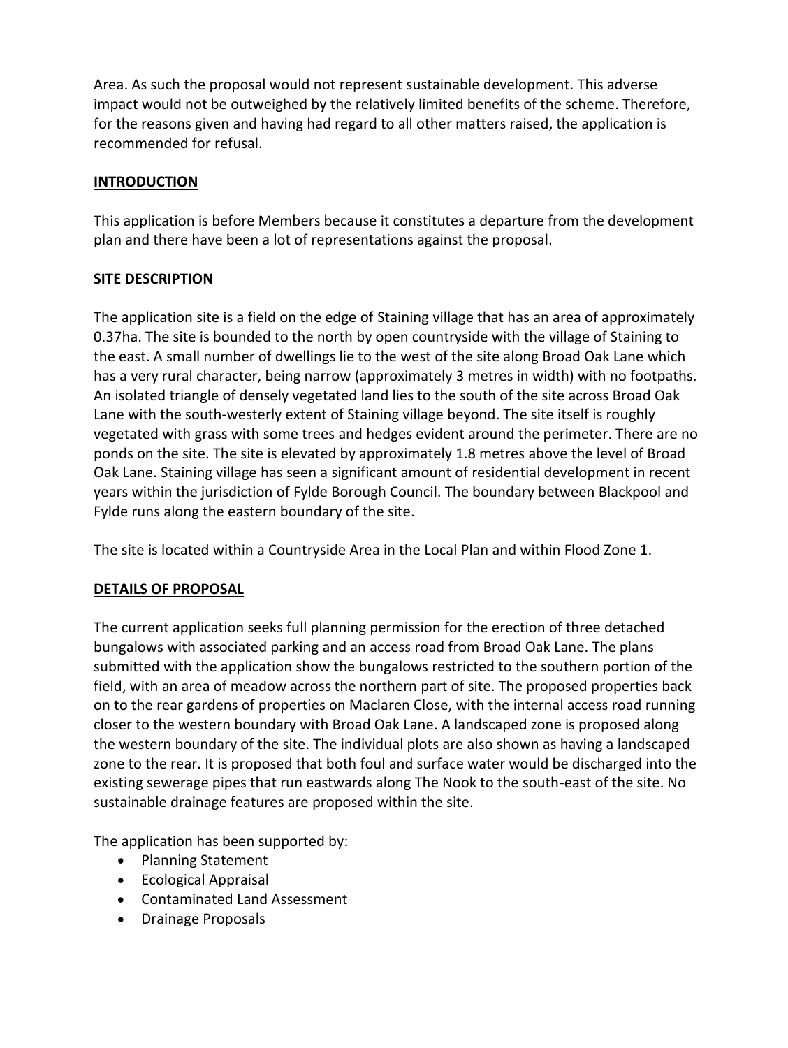Area. As such the proposal would not represent sustainable development. This adverse impact would not be outweighed by the relatively limited benefits of the scheme. Therefore, for the reasons given and having had regard to all other matters raised, the application is recommended for refusal.

## INTRODUCTION

This application is before Members because it constitutes a departure from the development plan and there have been a lot of representations against the proposal.

## SITE DESCRIPTION

The application site is a field on the edge of Staining village that has an area of approximately 0.37ha. The site is bounded to the north by open countryside with the village of Staining to the east. A small number of dwellings lie to the west of the site along Broad Oak Lane which has a very rural character, being narrow (approximately 3 metres in width) with no footpaths. An isolated triangle of densely vegetated land lies to the south of the site across Broad Oak Lane with the south-westerly extent of Staining village beyond. The site itself is roughly vegetated with grass with some trees and hedges evident around the perimeter. There are no ponds on the site. The site is elevated by approximately 1.8 metres above the level of Broad Oak Lane. Staining village has seen a significant amount of residential development in recent years within the jurisdiction of Fylde Borough Council. The boundary between Blackpool and Fylde runs along the eastern boundary of the site.

The site is located within a Countryside Area in the Local Plan and within Flood Zone 1.

## DETAILS OF PROPOSAL

The current application seeks full planning permission for the erection of three detached bungalows with associated parking and an access road from Broad Oak Lane. The plans submitted with the application show the bungalows restricted to the southern portion of the field, with an area of meadow across the northern part of site. The proposed properties back on to the rear gardens of properties on Maclaren Close, with the internal access road running closer to the western boundary with Broad Oak Lane. A landscaped zone is proposed along the western boundary of the site. The individual plots are also shown as having a landscaped zone to the rear. It is proposed that both foul and surface water would be discharged into the existing sewerage pipes that run eastwards along The Nook to the south-east of the site. No sustainable drainage features are proposed within the site.

The application has been supported by:

- Planning Statement
- Ecological Appraisal
- Contaminated Land Assessment
- Drainage Proposals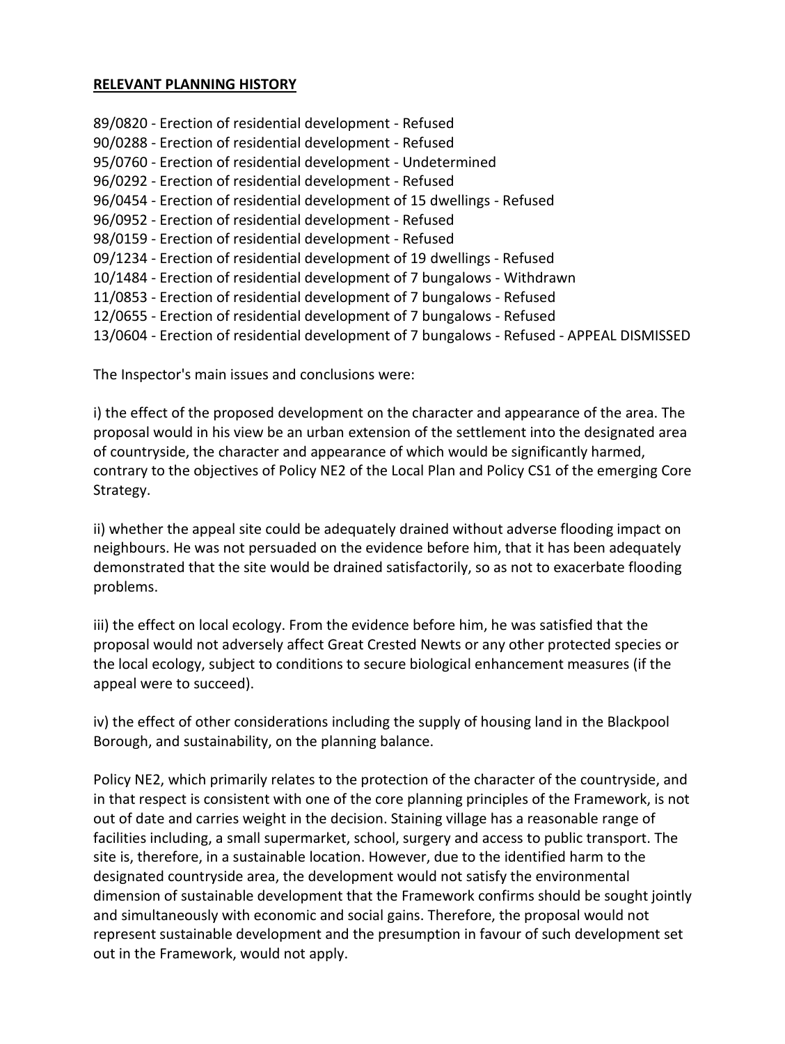## RELEVANT PLANNING HISTORY

89/0820 - Erection of residential development - Refused
90/0288 - Erection of residential development - Refused
95/0760 - Erection of residential development - Undetermined
96/0292 - Erection of residential development - Refused
96/0454 - Erection of residential development of 15 dwellings - Refused
96/0952 - Erection of residential development - Refused
98/0159 - Erection of residential development - Refused
09/1234 - Erection of residential development of 19 dwellings - Refused
10/1484 - Erection of residential development of 7 bungalows - Withdrawn
11/0853 - Erection of residential development of 7 bungalows - Refused
12/0655 - Erection of residential development of 7 bungalows - Refused
13/0604 - Erection of residential development of 7 bungalows - Refused - APPEAL DISMISSED

The Inspector's main issues and conclusions were:

i) the effect of the proposed development on the character and appearance of the area. The proposal would in his view be an urban extension of the settlement into the designated area of countryside, the character and appearance of which would be significantly harmed, contrary to the objectives of Policy NE2 of the Local Plan and Policy CS1 of the emerging Core Strategy.

ii) whether the appeal site could be adequately drained without adverse flooding impact on neighbours. He was not persuaded on the evidence before him, that it has been adequately demonstrated that the site would be drained satisfactorily, so as not to exacerbate flooding problems.

iii) the effect on local ecology. From the evidence before him, he was satisfied that the proposal would not adversely affect Great Crested Newts or any other protected species or the local ecology, subject to conditions to secure biological enhancement measures (if the appeal were to succeed).

iv) the effect of other considerations including the supply of housing land in the Blackpool Borough, and sustainability, on the planning balance.

Policy NE2, which primarily relates to the protection of the character of the countryside, and in that respect is consistent with one of the core planning principles of the Framework, is not out of date and carries weight in the decision. Staining village has a reasonable range of facilities including, a small supermarket, school, surgery and access to public transport. The site is, therefore, in a sustainable location. However, due to the identified harm to the designated countryside area, the development would not satisfy the environmental dimension of sustainable development that the Framework confirms should be sought jointly and simultaneously with economic and social gains. Therefore, the proposal would not represent sustainable development and the presumption in favour of such development set out in the Framework, would not apply.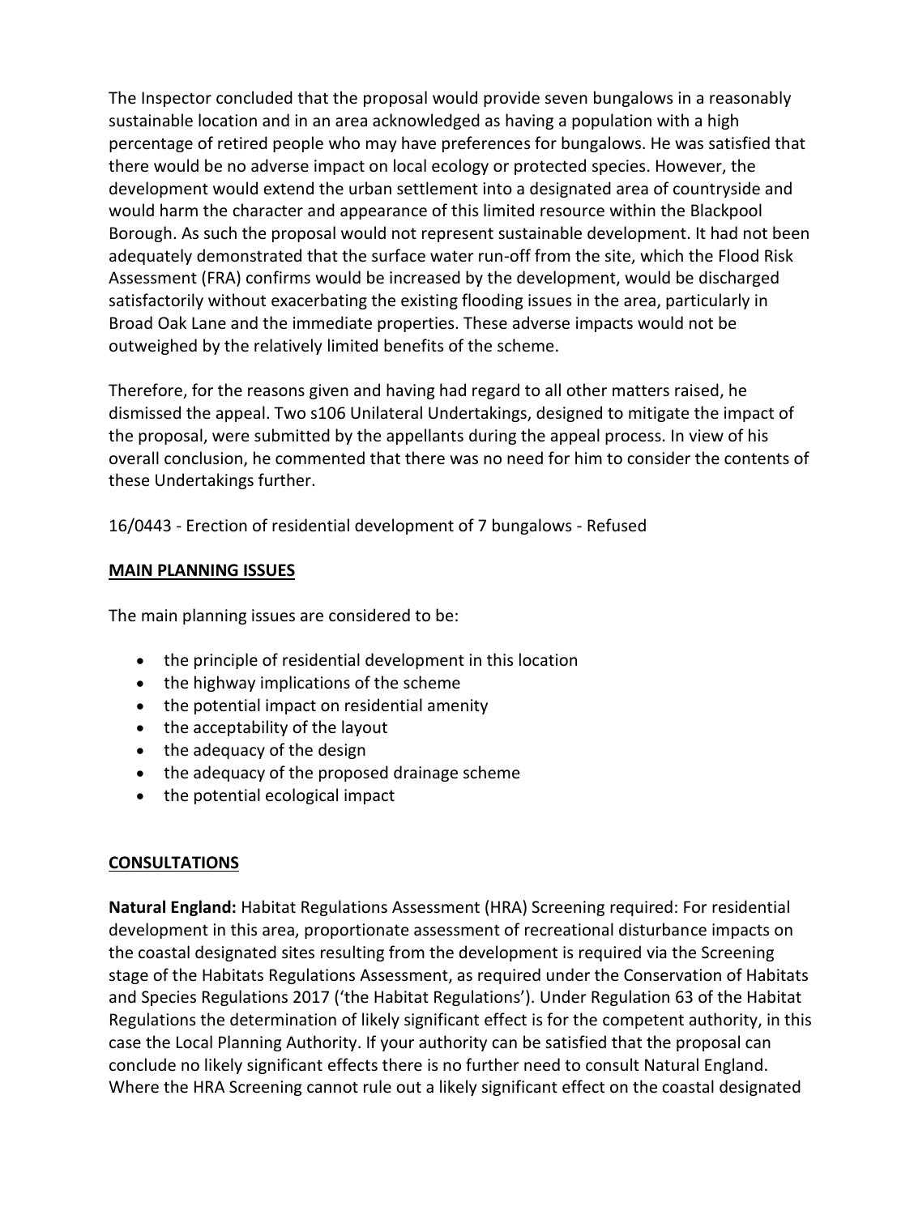The Inspector concluded that the proposal would provide seven bungalows in a reasonably sustainable location and in an area acknowledged as having a population with a high percentage of retired people who may have preferences for bungalows. He was satisfied that there would be no adverse impact on local ecology or protected species. However, the development would extend the urban settlement into a designated area of countryside and would harm the character and appearance of this limited resource within the Blackpool Borough. As such the proposal would not represent sustainable development. It had not been adequately demonstrated that the surface water run-off from the site, which the Flood Risk Assessment (FRA) confirms would be increased by the development, would be discharged satisfactorily without exacerbating the existing flooding issues in the area, particularly in Broad Oak Lane and the immediate properties. These adverse impacts would not be outweighed by the relatively limited benefits of the scheme.

Therefore, for the reasons given and having had regard to all other matters raised, he dismissed the appeal. Two s106 Unilateral Undertakings, designed to mitigate the impact of the proposal, were submitted by the appellants during the appeal process. In view of his overall conclusion, he commented that there was no need for him to consider the contents of these Undertakings further.

16/0443 - Erection of residential development of 7 bungalows - Refused

**MAIN PLANNING ISSUES**

The main planning issues are considered to be:

- the principle of residential development in this location
- the highway implications of the scheme
- the potential impact on residential amenity
- the acceptability of the layout
- the adequacy of the design
- the adequacy of the proposed drainage scheme
- the potential ecological impact

**CONSULTATIONS**

**Natural England:** Habitat Regulations Assessment (HRA) Screening required: For residential development in this area, proportionate assessment of recreational disturbance impacts on the coastal designated sites resulting from the development is required via the Screening stage of the Habitats Regulations Assessment, as required under the Conservation of Habitats and Species Regulations 2017 ('the Habitat Regulations'). Under Regulation 63 of the Habitat Regulations the determination of likely significant effect is for the competent authority, in this case the Local Planning Authority. If your authority can be satisfied that the proposal can conclude no likely significant effects there is no further need to consult Natural England. Where the HRA Screening cannot rule out a likely significant effect on the coastal designated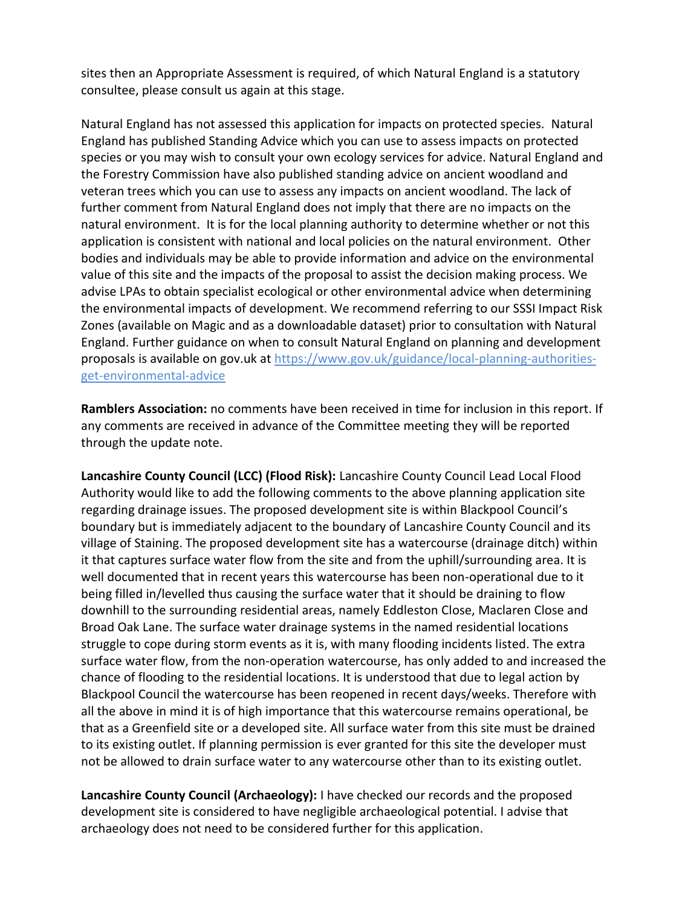sites then an Appropriate Assessment is required, of which Natural England is a statutory consultee, please consult us again at this stage.

Natural England has not assessed this application for impacts on protected species. Natural England has published Standing Advice which you can use to assess impacts on protected species or you may wish to consult your own ecology services for advice. Natural England and the Forestry Commission have also published standing advice on ancient woodland and veteran trees which you can use to assess any impacts on ancient woodland. The lack of further comment from Natural England does not imply that there are no impacts on the natural environment. It is for the local planning authority to determine whether or not this application is consistent with national and local policies on the natural environment. Other bodies and individuals may be able to provide information and advice on the environmental value of this site and the impacts of the proposal to assist the decision making process. We advise LPAs to obtain specialist ecological or other environmental advice when determining the environmental impacts of development. We recommend referring to our SSSI Impact Risk Zones (available on Magic and as a downloadable dataset) prior to consultation with Natural England. Further guidance on when to consult Natural England on planning and development proposals is available on gov.uk at [https://www.gov.uk/guidance/local-planning-authorities-get-environmental-advice](https://www.gov.uk/guidance/local-planning-authorities-get-environmental-advice)

**Ramblers Association:** no comments have been received in time for inclusion in this report. If any comments are received in advance of the Committee meeting they will be reported through the update note.

**Lancashire County Council (LCC) (Flood Risk):** Lancashire County Council Lead Local Flood Authority would like to add the following comments to the above planning application site regarding drainage issues. The proposed development site is within Blackpool Council's boundary but is immediately adjacent to the boundary of Lancashire County Council and its village of Staining. The proposed development site has a watercourse (drainage ditch) within it that captures surface water flow from the site and from the uphill/surrounding area. It is well documented that in recent years this watercourse has been non-operational due to it being filled in/levelled thus causing the surface water that it should be draining to flow downhill to the surrounding residential areas, namely Eddleston Close, Maclaren Close and Broad Oak Lane. The surface water drainage systems in the named residential locations struggle to cope during storm events as it is, with many flooding incidents listed. The extra surface water flow, from the non-operation watercourse, has only added to and increased the chance of flooding to the residential locations. It is understood that due to legal action by Blackpool Council the watercourse has been reopened in recent days/weeks. Therefore with all the above in mind it is of high importance that this watercourse remains operational, be that as a Greenfield site or a developed site. All surface water from this site must be drained to its existing outlet. If planning permission is ever granted for this site the developer must not be allowed to drain surface water to any watercourse other than to its existing outlet.

**Lancashire County Council (Archaeology):** I have checked our records and the proposed development site is considered to have negligible archaeological potential. I advise that archaeology does not need to be considered further for this application.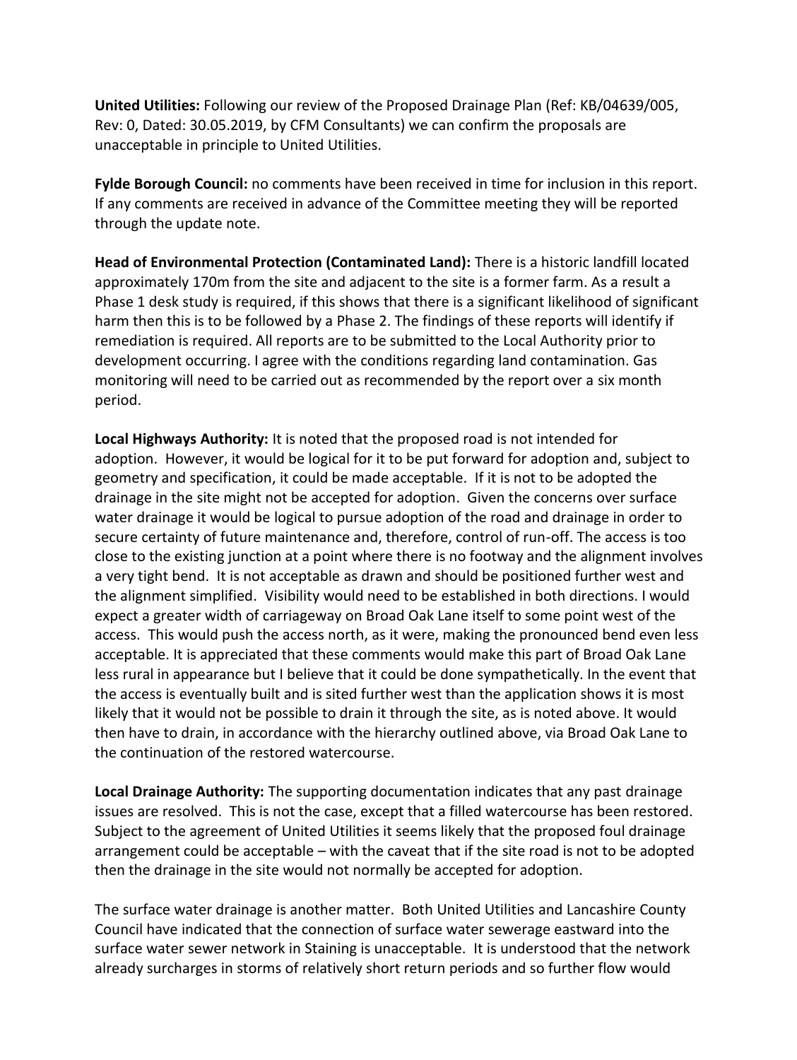**United Utilities:** Following our review of the Proposed Drainage Plan (Ref: KB/04639/005, Rev: 0, Dated: 30.05.2019, by CFM Consultants) we can confirm the proposals are unacceptable in principle to United Utilities.

**Fylde Borough Council:** no comments have been received in time for inclusion in this report. If any comments are received in advance of the Committee meeting they will be reported through the update note.

**Head of Environmental Protection (Contaminated Land):** There is a historic landfill located approximately 170m from the site and adjacent to the site is a former farm. As a result a Phase 1 desk study is required, if this shows that there is a significant likelihood of significant harm then this is to be followed by a Phase 2. The findings of these reports will identify if remediation is required. All reports are to be submitted to the Local Authority prior to development occurring. I agree with the conditions regarding land contamination. Gas monitoring will need to be carried out as recommended by the report over a six month period.

**Local Highways Authority:** It is noted that the proposed road is not intended for adoption. However, it would be logical for it to be put forward for adoption and, subject to geometry and specification, it could be made acceptable. If it is not to be adopted the drainage in the site might not be accepted for adoption. Given the concerns over surface water drainage it would be logical to pursue adoption of the road and drainage in order to secure certainty of future maintenance and, therefore, control of run-off. The access is too close to the existing junction at a point where there is no footway and the alignment involves a very tight bend. It is not acceptable as drawn and should be positioned further west and the alignment simplified. Visibility would need to be established in both directions. I would expect a greater width of carriageway on Broad Oak Lane itself to some point west of the access. This would push the access north, as it were, making the pronounced bend even less acceptable. It is appreciated that these comments would make this part of Broad Oak Lane less rural in appearance but I believe that it could be done sympathetically. In the event that the access is eventually built and is sited further west than the application shows it is most likely that it would not be possible to drain it through the site, as is noted above. It would then have to drain, in accordance with the hierarchy outlined above, via Broad Oak Lane to the continuation of the restored watercourse.

**Local Drainage Authority:** The supporting documentation indicates that any past drainage issues are resolved. This is not the case, except that a filled watercourse has been restored. Subject to the agreement of United Utilities it seems likely that the proposed foul drainage arrangement could be acceptable – with the caveat that if the site road is not to be adopted then the drainage in the site would not normally be accepted for adoption.

The surface water drainage is another matter. Both United Utilities and Lancashire County Council have indicated that the connection of surface water sewerage eastward into the surface water sewer network in Staining is unacceptable. It is understood that the network already surcharges in storms of relatively short return periods and so further flow would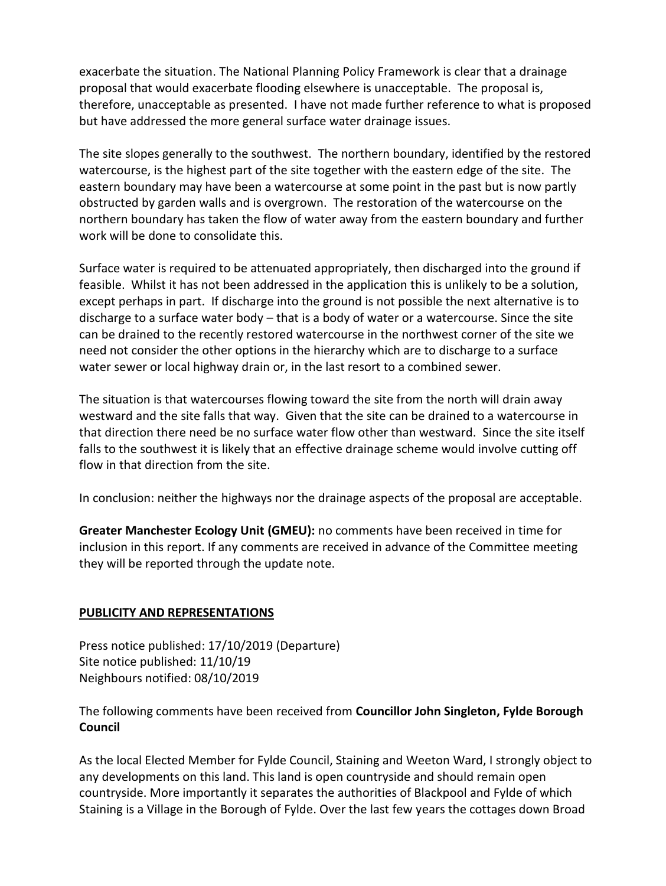exacerbate the situation. The National Planning Policy Framework is clear that a drainage proposal that would exacerbate flooding elsewhere is unacceptable. The proposal is, therefore, unacceptable as presented. I have not made further reference to what is proposed but have addressed the more general surface water drainage issues.

The site slopes generally to the southwest. The northern boundary, identified by the restored watercourse, is the highest part of the site together with the eastern edge of the site. The eastern boundary may have been a watercourse at some point in the past but is now partly obstructed by garden walls and is overgrown. The restoration of the watercourse on the northern boundary has taken the flow of water away from the eastern boundary and further work will be done to consolidate this.

Surface water is required to be attenuated appropriately, then discharged into the ground if feasible. Whilst it has not been addressed in the application this is unlikely to be a solution, except perhaps in part. If discharge into the ground is not possible the next alternative is to discharge to a surface water body – that is a body of water or a watercourse. Since the site can be drained to the recently restored watercourse in the northwest corner of the site we need not consider the other options in the hierarchy which are to discharge to a surface water sewer or local highway drain or, in the last resort to a combined sewer.

The situation is that watercourses flowing toward the site from the north will drain away westward and the site falls that way. Given that the site can be drained to a watercourse in that direction there need be no surface water flow other than westward. Since the site itself falls to the southwest it is likely that an effective drainage scheme would involve cutting off flow in that direction from the site.

In conclusion: neither the highways nor the drainage aspects of the proposal are acceptable.

**Greater Manchester Ecology Unit (GMEU):** no comments have been received in time for inclusion in this report. If any comments are received in advance of the Committee meeting they will be reported through the update note.

## PUBLICITY AND REPRESENTATIONS

Press notice published: 17/10/2019 (Departure)
Site notice published: 11/10/19
Neighbours notified: 08/10/2019

The following comments have been received from **Councillor John Singleton, Fylde Borough Council**

As the local Elected Member for Fylde Council, Staining and Weeton Ward, I strongly object to any developments on this land. This land is open countryside and should remain open countryside. More importantly it separates the authorities of Blackpool and Fylde of which Staining is a Village in the Borough of Fylde. Over the last few years the cottages down Broad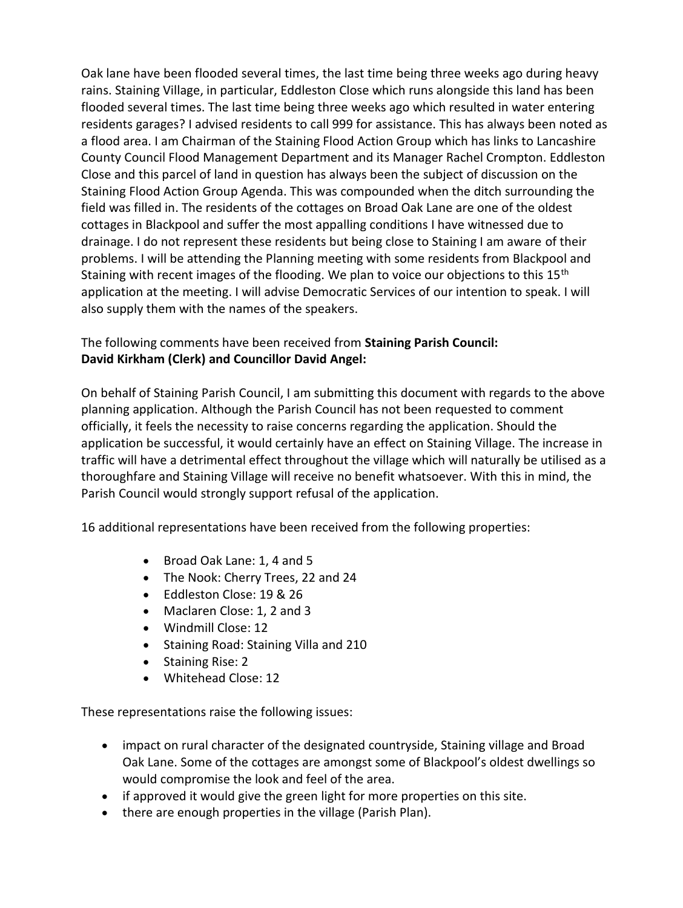Oak lane have been flooded several times, the last time being three weeks ago during heavy rains. Staining Village, in particular, Eddleston Close which runs alongside this land has been flooded several times. The last time being three weeks ago which resulted in water entering residents garages? I advised residents to call 999 for assistance. This has always been noted as a flood area. I am Chairman of the Staining Flood Action Group which has links to Lancashire County Council Flood Management Department and its Manager Rachel Crompton. Eddleston Close and this parcel of land in question has always been the subject of discussion on the Staining Flood Action Group Agenda. This was compounded when the ditch surrounding the field was filled in. The residents of the cottages on Broad Oak Lane are one of the oldest cottages in Blackpool and suffer the most appalling conditions I have witnessed due to drainage. I do not represent these residents but being close to Staining I am aware of their problems. I will be attending the Planning meeting with some residents from Blackpool and Staining with recent images of the flooding. We plan to voice our objections to this 15th application at the meeting. I will advise Democratic Services of our intention to speak. I will also supply them with the names of the speakers.

The following comments have been received from **Staining Parish Council: David Kirkham (Clerk) and Councillor David Angel:**

On behalf of Staining Parish Council, I am submitting this document with regards to the above planning application. Although the Parish Council has not been requested to comment officially, it feels the necessity to raise concerns regarding the application. Should the application be successful, it would certainly have an effect on Staining Village. The increase in traffic will have a detrimental effect throughout the village which will naturally be utilised as a thoroughfare and Staining Village will receive no benefit whatsoever. With this in mind, the Parish Council would strongly support refusal of the application.

16 additional representations have been received from the following properties:

- Broad Oak Lane: 1, 4 and 5
- The Nook: Cherry Trees, 22 and 24
- Eddleston Close: 19 & 26
- Maclaren Close: 1, 2 and 3
- Windmill Close: 12
- Staining Road: Staining Villa and 210
- Staining Rise: 2
- Whitehead Close: 12

These representations raise the following issues:

- impact on rural character of the designated countryside, Staining village and Broad Oak Lane. Some of the cottages are amongst some of Blackpool's oldest dwellings so would compromise the look and feel of the area.
- if approved it would give the green light for more properties on this site.
- there are enough properties in the village (Parish Plan).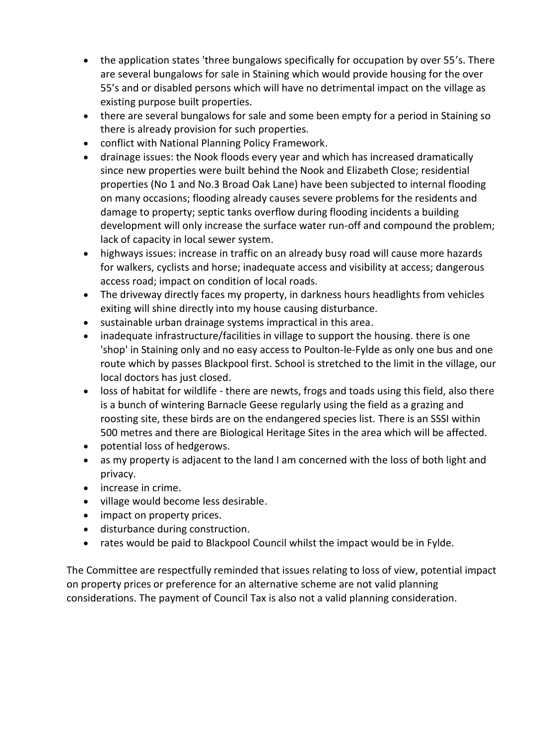- the application states 'three bungalows specifically for occupation by over 55's. There are several bungalows for sale in Staining which would provide housing for the over 55's and or disabled persons which will have no detrimental impact on the village as existing purpose built properties.
- there are several bungalows for sale and some been empty for a period in Staining so there is already provision for such properties.
- conflict with National Planning Policy Framework.
- drainage issues: the Nook floods every year and which has increased dramatically since new properties were built behind the Nook and Elizabeth Close; residential properties (No 1 and No.3 Broad Oak Lane) have been subjected to internal flooding on many occasions; flooding already causes severe problems for the residents and damage to property; septic tanks overflow during flooding incidents a building development will only increase the surface water run-off and compound the problem; lack of capacity in local sewer system.
- highways issues: increase in traffic on an already busy road will cause more hazards for walkers, cyclists and horse; inadequate access and visibility at access; dangerous access road; impact on condition of local roads.
- The driveway directly faces my property, in darkness hours headlights from vehicles exiting will shine directly into my house causing disturbance.
- sustainable urban drainage systems impractical in this area.
- inadequate infrastructure/facilities in village to support the housing. there is one 'shop' in Staining only and no easy access to Poulton-le-Fylde as only one bus and one route which by passes Blackpool first. School is stretched to the limit in the village, our local doctors has just closed.
- loss of habitat for wildlife - there are newts, frogs and toads using this field, also there is a bunch of wintering Barnacle Geese regularly using the field as a grazing and roosting site, these birds are on the endangered species list. There is an SSSI within 500 metres and there are Biological Heritage Sites in the area which will be affected.
- potential loss of hedgerows.
- as my property is adjacent to the land I am concerned with the loss of both light and privacy.
- increase in crime.
- village would become less desirable.
- impact on property prices.
- disturbance during construction.
- rates would be paid to Blackpool Council whilst the impact would be in Fylde.

The Committee are respectfully reminded that issues relating to loss of view, potential impact on property prices or preference for an alternative scheme are not valid planning considerations. The payment of Council Tax is also not a valid planning consideration.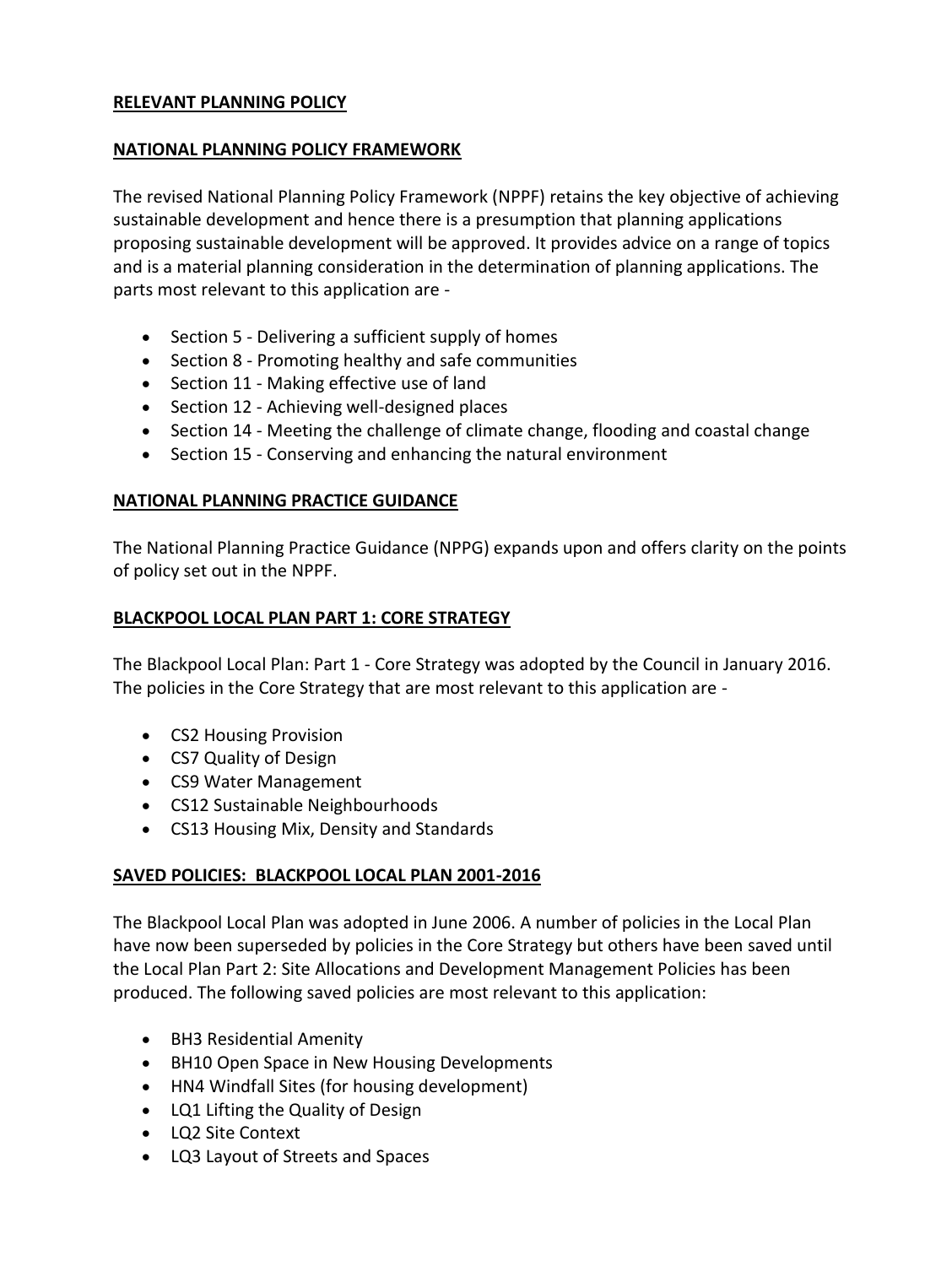## RELEVANT PLANNING POLICY

## NATIONAL PLANNING POLICY FRAMEWORK

The revised National Planning Policy Framework (NPPF) retains the key objective of achieving sustainable development and hence there is a presumption that planning applications proposing sustainable development will be approved. It provides advice on a range of topics and is a material planning consideration in the determination of planning applications. The parts most relevant to this application are -

- Section 5 - Delivering a sufficient supply of homes
- Section 8 - Promoting healthy and safe communities
- Section 11 - Making effective use of land
- Section 12 - Achieving well-designed places
- Section 14 - Meeting the challenge of climate change, flooding and coastal change
- Section 15 - Conserving and enhancing the natural environment

## NATIONAL PLANNING PRACTICE GUIDANCE

The National Planning Practice Guidance (NPPG) expands upon and offers clarity on the points of policy set out in the NPPF.

## BLACKPOOL LOCAL PLAN PART 1: CORE STRATEGY

The Blackpool Local Plan: Part 1 - Core Strategy was adopted by the Council in January 2016. The policies in the Core Strategy that are most relevant to this application are -

- CS2 Housing Provision
- CS7 Quality of Design
- CS9 Water Management
- CS12 Sustainable Neighbourhoods
- CS13 Housing Mix, Density and Standards

## SAVED POLICIES: BLACKPOOL LOCAL PLAN 2001-2016

The Blackpool Local Plan was adopted in June 2006. A number of policies in the Local Plan have now been superseded by policies in the Core Strategy but others have been saved until the Local Plan Part 2: Site Allocations and Development Management Policies has been produced. The following saved policies are most relevant to this application:

- BH3 Residential Amenity
- BH10 Open Space in New Housing Developments
- HN4 Windfall Sites (for housing development)
- LQ1 Lifting the Quality of Design
- LQ2 Site Context
- LQ3 Layout of Streets and Spaces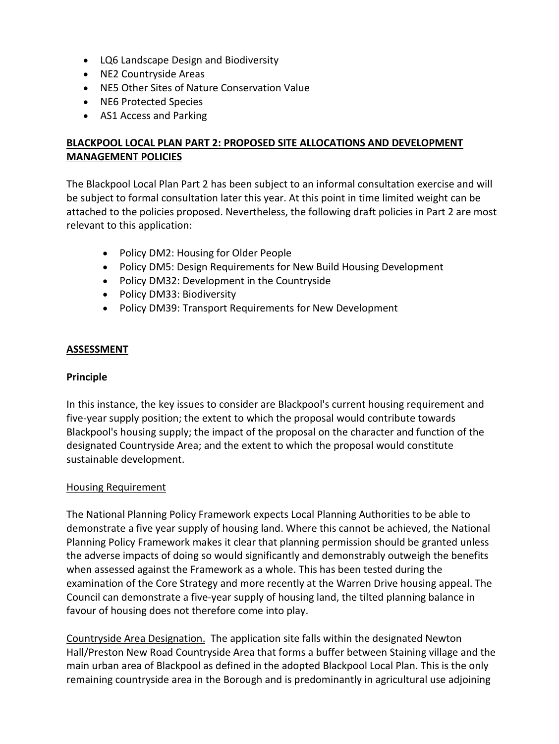- LQ6 Landscape Design and Biodiversity
- NE2 Countryside Areas
- NE5 Other Sites of Nature Conservation Value
- NE6 Protected Species
- AS1 Access and Parking

## BLACKPOOL LOCAL PLAN PART 2: PROPOSED SITE ALLOCATIONS AND DEVELOPMENT MANAGEMENT POLICIES

The Blackpool Local Plan Part 2 has been subject to an informal consultation exercise and will be subject to formal consultation later this year. At this point in time limited weight can be attached to the policies proposed. Nevertheless, the following draft policies in Part 2 are most relevant to this application:

- Policy DM2: Housing for Older People
- Policy DM5: Design Requirements for New Build Housing Development
- Policy DM32: Development in the Countryside
- Policy DM33: Biodiversity
- Policy DM39: Transport Requirements for New Development

## ASSESSMENT

### Principle

In this instance, the key issues to consider are Blackpool's current housing requirement and five-year supply position; the extent to which the proposal would contribute towards Blackpool's housing supply; the impact of the proposal on the character and function of the designated Countryside Area; and the extent to which the proposal would constitute sustainable development.

Housing Requirement

The National Planning Policy Framework expects Local Planning Authorities to be able to demonstrate a five year supply of housing land. Where this cannot be achieved, the National Planning Policy Framework makes it clear that planning permission should be granted unless the adverse impacts of doing so would significantly and demonstrably outweigh the benefits when assessed against the Framework as a whole. This has been tested during the examination of the Core Strategy and more recently at the Warren Drive housing appeal. The Council can demonstrate a five-year supply of housing land, the tilted planning balance in favour of housing does not therefore come into play.

Countryside Area Designation. The application site falls within the designated Newton Hall/Preston New Road Countryside Area that forms a buffer between Staining village and the main urban area of Blackpool as defined in the adopted Blackpool Local Plan. This is the only remaining countryside area in the Borough and is predominantly in agricultural use adjoining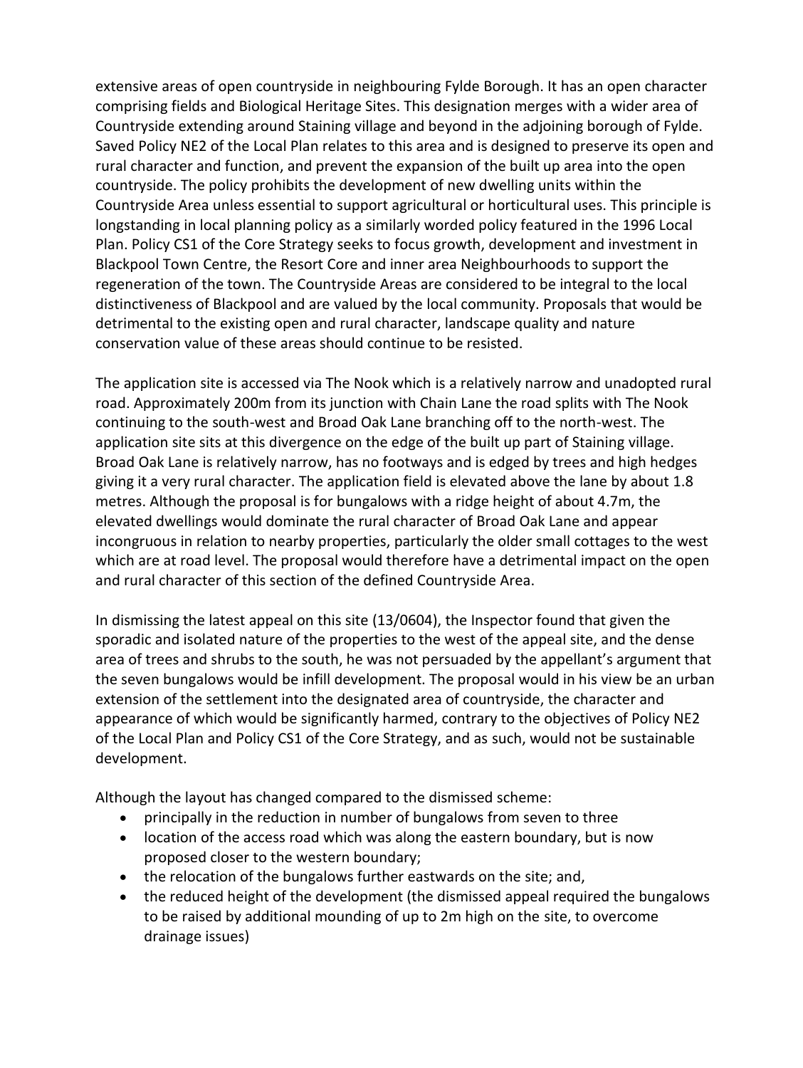extensive areas of open countryside in neighbouring Fylde Borough. It has an open character comprising fields and Biological Heritage Sites. This designation merges with a wider area of Countryside extending around Staining village and beyond in the adjoining borough of Fylde. Saved Policy NE2 of the Local Plan relates to this area and is designed to preserve its open and rural character and function, and prevent the expansion of the built up area into the open countryside. The policy prohibits the development of new dwelling units within the Countryside Area unless essential to support agricultural or horticultural uses. This principle is longstanding in local planning policy as a similarly worded policy featured in the 1996 Local Plan. Policy CS1 of the Core Strategy seeks to focus growth, development and investment in Blackpool Town Centre, the Resort Core and inner area Neighbourhoods to support the regeneration of the town. The Countryside Areas are considered to be integral to the local distinctiveness of Blackpool and are valued by the local community. Proposals that would be detrimental to the existing open and rural character, landscape quality and nature conservation value of these areas should continue to be resisted.

The application site is accessed via The Nook which is a relatively narrow and unadopted rural road. Approximately 200m from its junction with Chain Lane the road splits with The Nook continuing to the south-west and Broad Oak Lane branching off to the north-west. The application site sits at this divergence on the edge of the built up part of Staining village. Broad Oak Lane is relatively narrow, has no footways and is edged by trees and high hedges giving it a very rural character. The application field is elevated above the lane by about 1.8 metres. Although the proposal is for bungalows with a ridge height of about 4.7m, the elevated dwellings would dominate the rural character of Broad Oak Lane and appear incongruous in relation to nearby properties, particularly the older small cottages to the west which are at road level. The proposal would therefore have a detrimental impact on the open and rural character of this section of the defined Countryside Area.

In dismissing the latest appeal on this site (13/0604), the Inspector found that given the sporadic and isolated nature of the properties to the west of the appeal site, and the dense area of trees and shrubs to the south, he was not persuaded by the appellant's argument that the seven bungalows would be infill development. The proposal would in his view be an urban extension of the settlement into the designated area of countryside, the character and appearance of which would be significantly harmed, contrary to the objectives of Policy NE2 of the Local Plan and Policy CS1 of the Core Strategy, and as such, would not be sustainable development.

Although the layout has changed compared to the dismissed scheme:

- principally in the reduction in number of bungalows from seven to three
- location of the access road which was along the eastern boundary, but is now proposed closer to the western boundary;
- the relocation of the bungalows further eastwards on the site; and,
- the reduced height of the development (the dismissed appeal required the bungalows to be raised by additional mounding of up to 2m high on the site, to overcome drainage issues)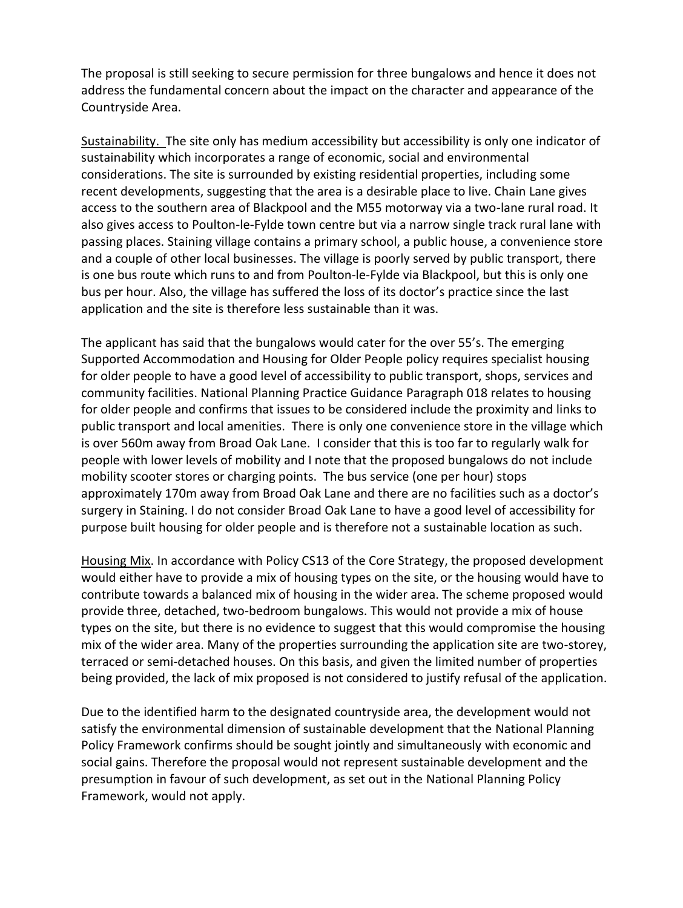The proposal is still seeking to secure permission for three bungalows and hence it does not address the fundamental concern about the impact on the character and appearance of the Countryside Area.

Sustainability. The site only has medium accessibility but accessibility is only one indicator of sustainability which incorporates a range of economic, social and environmental considerations. The site is surrounded by existing residential properties, including some recent developments, suggesting that the area is a desirable place to live. Chain Lane gives access to the southern area of Blackpool and the M55 motorway via a two-lane rural road. It also gives access to Poulton-le-Fylde town centre but via a narrow single track rural lane with passing places. Staining village contains a primary school, a public house, a convenience store and a couple of other local businesses. The village is poorly served by public transport, there is one bus route which runs to and from Poulton-le-Fylde via Blackpool, but this is only one bus per hour. Also, the village has suffered the loss of its doctor's practice since the last application and the site is therefore less sustainable than it was.

The applicant has said that the bungalows would cater for the over 55's. The emerging Supported Accommodation and Housing for Older People policy requires specialist housing for older people to have a good level of accessibility to public transport, shops, services and community facilities. National Planning Practice Guidance Paragraph 018 relates to housing for older people and confirms that issues to be considered include the proximity and links to public transport and local amenities. There is only one convenience store in the village which is over 560m away from Broad Oak Lane. I consider that this is too far to regularly walk for people with lower levels of mobility and I note that the proposed bungalows do not include mobility scooter stores or charging points. The bus service (one per hour) stops approximately 170m away from Broad Oak Lane and there are no facilities such as a doctor's surgery in Staining. I do not consider Broad Oak Lane to have a good level of accessibility for purpose built housing for older people and is therefore not a sustainable location as such.

Housing Mix. In accordance with Policy CS13 of the Core Strategy, the proposed development would either have to provide a mix of housing types on the site, or the housing would have to contribute towards a balanced mix of housing in the wider area. The scheme proposed would provide three, detached, two-bedroom bungalows. This would not provide a mix of house types on the site, but there is no evidence to suggest that this would compromise the housing mix of the wider area. Many of the properties surrounding the application site are two-storey, terraced or semi-detached houses. On this basis, and given the limited number of properties being provided, the lack of mix proposed is not considered to justify refusal of the application.

Due to the identified harm to the designated countryside area, the development would not satisfy the environmental dimension of sustainable development that the National Planning Policy Framework confirms should be sought jointly and simultaneously with economic and social gains. Therefore the proposal would not represent sustainable development and the presumption in favour of such development, as set out in the National Planning Policy Framework, would not apply.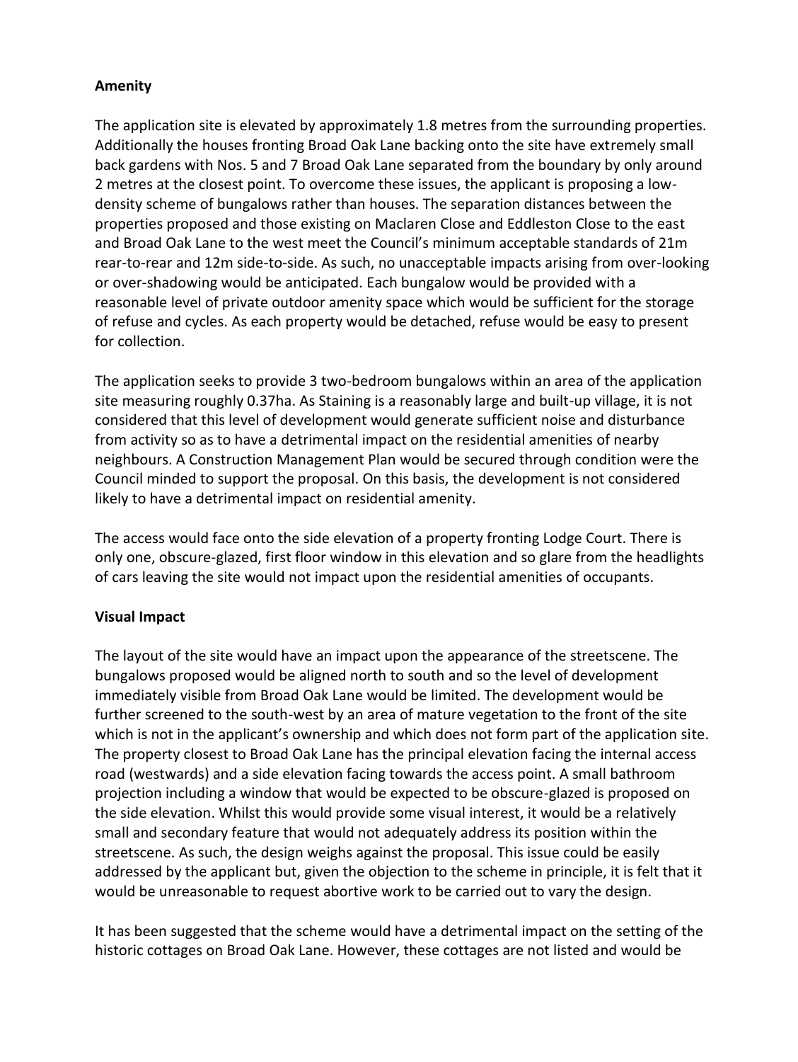**Amenity**

The application site is elevated by approximately 1.8 metres from the surrounding properties. Additionally the houses fronting Broad Oak Lane backing onto the site have extremely small back gardens with Nos. 5 and 7 Broad Oak Lane separated from the boundary by only around 2 metres at the closest point. To overcome these issues, the applicant is proposing a low-density scheme of bungalows rather than houses. The separation distances between the properties proposed and those existing on Maclaren Close and Eddleston Close to the east and Broad Oak Lane to the west meet the Council's minimum acceptable standards of 21m rear-to-rear and 12m side-to-side. As such, no unacceptable impacts arising from over-looking or over-shadowing would be anticipated. Each bungalow would be provided with a reasonable level of private outdoor amenity space which would be sufficient for the storage of refuse and cycles. As each property would be detached, refuse would be easy to present for collection.

The application seeks to provide 3 two-bedroom bungalows within an area of the application site measuring roughly 0.37ha. As Staining is a reasonably large and built-up village, it is not considered that this level of development would generate sufficient noise and disturbance from activity so as to have a detrimental impact on the residential amenities of nearby neighbours. A Construction Management Plan would be secured through condition were the Council minded to support the proposal. On this basis, the development is not considered likely to have a detrimental impact on residential amenity.

The access would face onto the side elevation of a property fronting Lodge Court. There is only one, obscure-glazed, first floor window in this elevation and so glare from the headlights of cars leaving the site would not impact upon the residential amenities of occupants.

**Visual Impact**

The layout of the site would have an impact upon the appearance of the streetscene. The bungalows proposed would be aligned north to south and so the level of development immediately visible from Broad Oak Lane would be limited. The development would be further screened to the south-west by an area of mature vegetation to the front of the site which is not in the applicant's ownership and which does not form part of the application site. The property closest to Broad Oak Lane has the principal elevation facing the internal access road (westwards) and a side elevation facing towards the access point. A small bathroom projection including a window that would be expected to be obscure-glazed is proposed on the side elevation. Whilst this would provide some visual interest, it would be a relatively small and secondary feature that would not adequately address its position within the streetscene. As such, the design weighs against the proposal. This issue could be easily addressed by the applicant but, given the objection to the scheme in principle, it is felt that it would be unreasonable to request abortive work to be carried out to vary the design.

It has been suggested that the scheme would have a detrimental impact on the setting of the historic cottages on Broad Oak Lane. However, these cottages are not listed and would be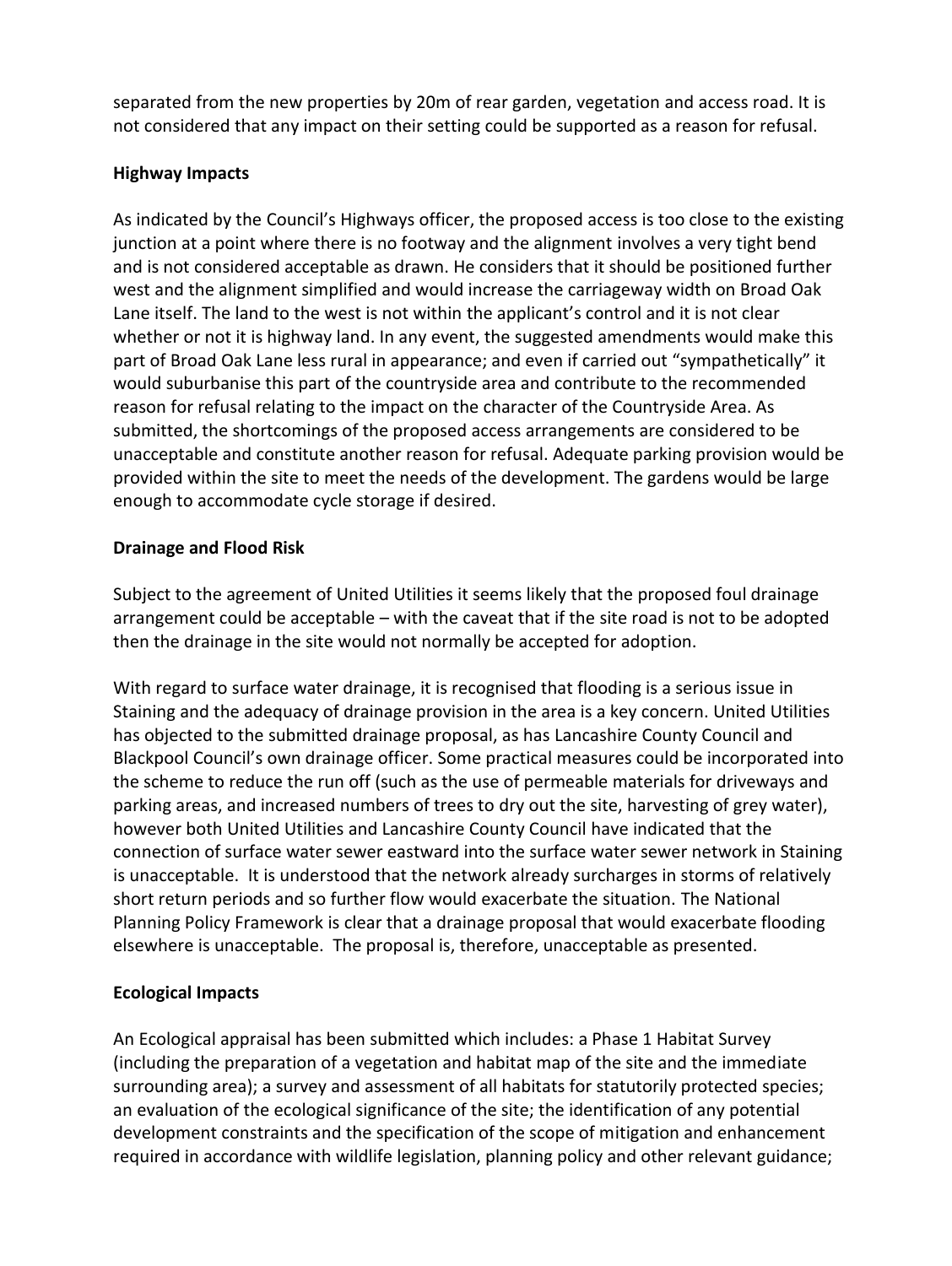separated from the new properties by 20m of rear garden, vegetation and access road. It is not considered that any impact on their setting could be supported as a reason for refusal.

**Highway Impacts**

As indicated by the Council's Highways officer, the proposed access is too close to the existing junction at a point where there is no footway and the alignment involves a very tight bend and is not considered acceptable as drawn. He considers that it should be positioned further west and the alignment simplified and would increase the carriageway width on Broad Oak Lane itself. The land to the west is not within the applicant's control and it is not clear whether or not it is highway land. In any event, the suggested amendments would make this part of Broad Oak Lane less rural in appearance; and even if carried out "sympathetically" it would suburbanise this part of the countryside area and contribute to the recommended reason for refusal relating to the impact on the character of the Countryside Area. As submitted, the shortcomings of the proposed access arrangements are considered to be unacceptable and constitute another reason for refusal. Adequate parking provision would be provided within the site to meet the needs of the development. The gardens would be large enough to accommodate cycle storage if desired.

**Drainage and Flood Risk**

Subject to the agreement of United Utilities it seems likely that the proposed foul drainage arrangement could be acceptable – with the caveat that if the site road is not to be adopted then the drainage in the site would not normally be accepted for adoption.

With regard to surface water drainage, it is recognised that flooding is a serious issue in Staining and the adequacy of drainage provision in the area is a key concern. United Utilities has objected to the submitted drainage proposal, as has Lancashire County Council and Blackpool Council's own drainage officer. Some practical measures could be incorporated into the scheme to reduce the run off (such as the use of permeable materials for driveways and parking areas, and increased numbers of trees to dry out the site, harvesting of grey water), however both United Utilities and Lancashire County Council have indicated that the connection of surface water sewer eastward into the surface water sewer network in Staining is unacceptable. It is understood that the network already surcharges in storms of relatively short return periods and so further flow would exacerbate the situation. The National Planning Policy Framework is clear that a drainage proposal that would exacerbate flooding elsewhere is unacceptable. The proposal is, therefore, unacceptable as presented.

**Ecological Impacts**

An Ecological appraisal has been submitted which includes: a Phase 1 Habitat Survey (including the preparation of a vegetation and habitat map of the site and the immediate surrounding area); a survey and assessment of all habitats for statutorily protected species; an evaluation of the ecological significance of the site; the identification of any potential development constraints and the specification of the scope of mitigation and enhancement required in accordance with wildlife legislation, planning policy and other relevant guidance;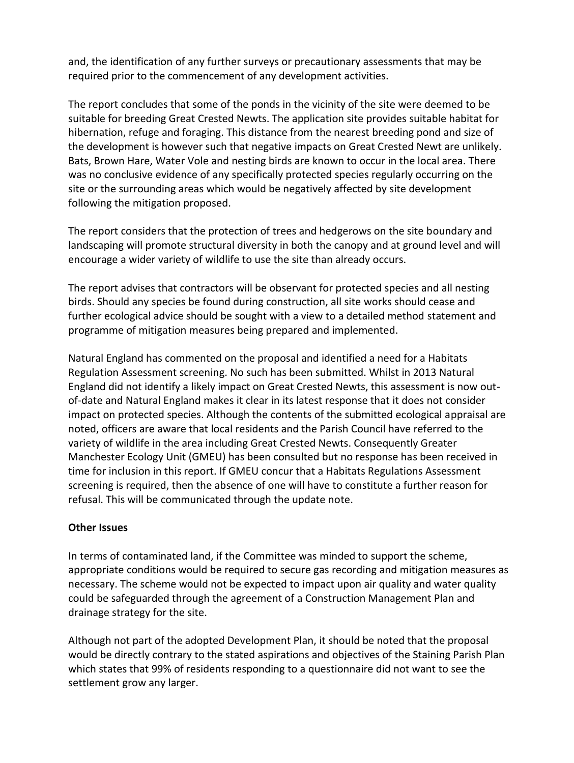and, the identification of any further surveys or precautionary assessments that may be required prior to the commencement of any development activities.

The report concludes that some of the ponds in the vicinity of the site were deemed to be suitable for breeding Great Crested Newts. The application site provides suitable habitat for hibernation, refuge and foraging. This distance from the nearest breeding pond and size of the development is however such that negative impacts on Great Crested Newt are unlikely. Bats, Brown Hare, Water Vole and nesting birds are known to occur in the local area. There was no conclusive evidence of any specifically protected species regularly occurring on the site or the surrounding areas which would be negatively affected by site development following the mitigation proposed.

The report considers that the protection of trees and hedgerows on the site boundary and landscaping will promote structural diversity in both the canopy and at ground level and will encourage a wider variety of wildlife to use the site than already occurs.

The report advises that contractors will be observant for protected species and all nesting birds. Should any species be found during construction, all site works should cease and further ecological advice should be sought with a view to a detailed method statement and programme of mitigation measures being prepared and implemented.

Natural England has commented on the proposal and identified a need for a Habitats Regulation Assessment screening. No such has been submitted. Whilst in 2013 Natural England did not identify a likely impact on Great Crested Newts, this assessment is now out-of-date and Natural England makes it clear in its latest response that it does not consider impact on protected species. Although the contents of the submitted ecological appraisal are noted, officers are aware that local residents and the Parish Council have referred to the variety of wildlife in the area including Great Crested Newts. Consequently Greater Manchester Ecology Unit (GMEU) has been consulted but no response has been received in time for inclusion in this report. If GMEU concur that a Habitats Regulations Assessment screening is required, then the absence of one will have to constitute a further reason for refusal. This will be communicated through the update note.

**Other Issues**

In terms of contaminated land, if the Committee was minded to support the scheme, appropriate conditions would be required to secure gas recording and mitigation measures as necessary. The scheme would not be expected to impact upon air quality and water quality could be safeguarded through the agreement of a Construction Management Plan and drainage strategy for the site.

Although not part of the adopted Development Plan, it should be noted that the proposal would be directly contrary to the stated aspirations and objectives of the Staining Parish Plan which states that 99% of residents responding to a questionnaire did not want to see the settlement grow any larger.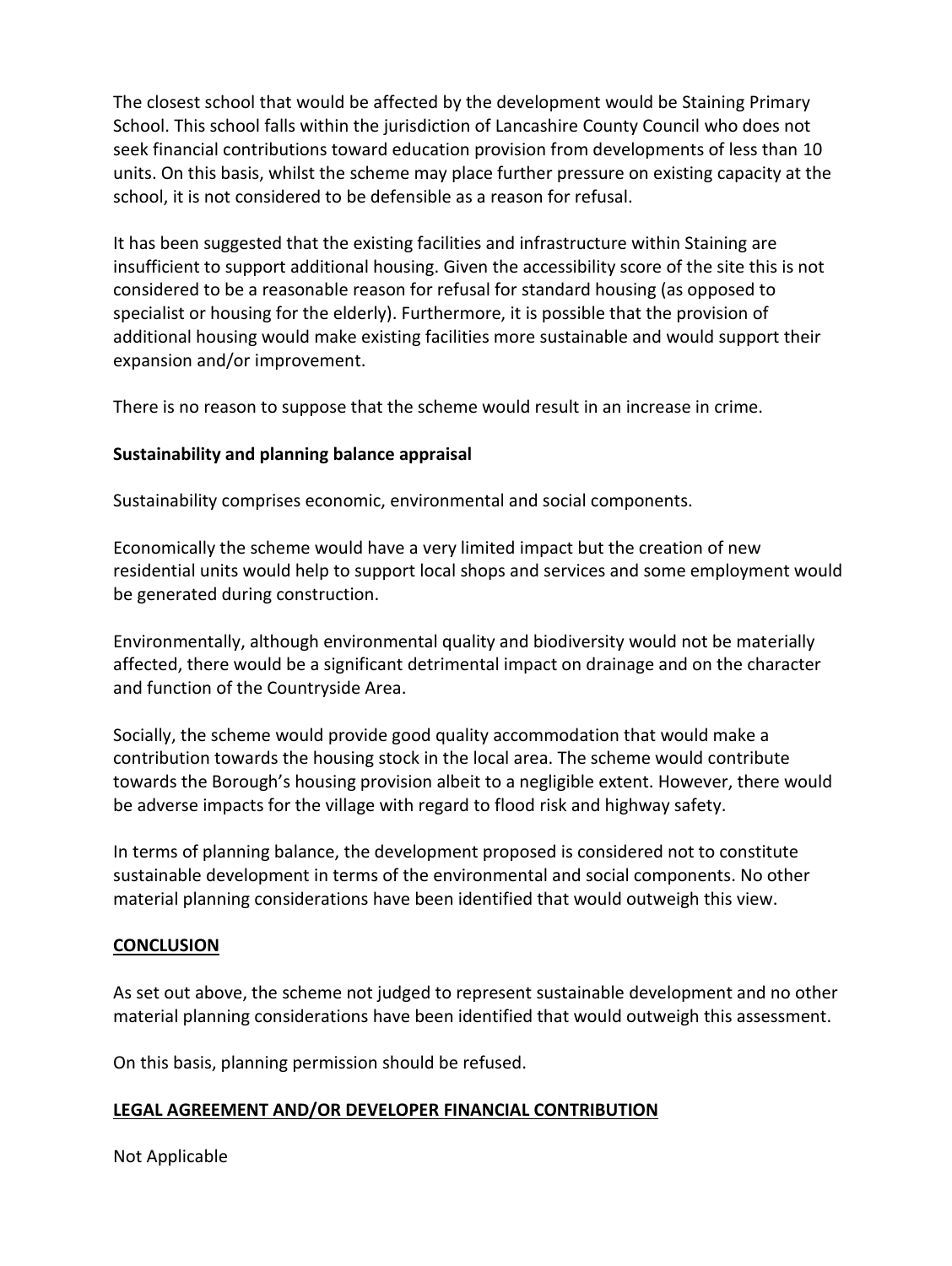The closest school that would be affected by the development would be Staining Primary School. This school falls within the jurisdiction of Lancashire County Council who does not seek financial contributions toward education provision from developments of less than 10 units. On this basis, whilst the scheme may place further pressure on existing capacity at the school, it is not considered to be defensible as a reason for refusal.

It has been suggested that the existing facilities and infrastructure within Staining are insufficient to support additional housing. Given the accessibility score of the site this is not considered to be a reasonable reason for refusal for standard housing (as opposed to specialist or housing for the elderly). Furthermore, it is possible that the provision of additional housing would make existing facilities more sustainable and would support their expansion and/or improvement.

There is no reason to suppose that the scheme would result in an increase in crime.

**Sustainability and planning balance appraisal**

Sustainability comprises economic, environmental and social components.

Economically the scheme would have a very limited impact but the creation of new residential units would help to support local shops and services and some employment would be generated during construction.

Environmentally, although environmental quality and biodiversity would not be materially affected, there would be a significant detrimental impact on drainage and on the character and function of the Countryside Area.

Socially, the scheme would provide good quality accommodation that would make a contribution towards the housing stock in the local area. The scheme would contribute towards the Borough's housing provision albeit to a negligible extent. However, there would be adverse impacts for the village with regard to flood risk and highway safety.

In terms of planning balance, the development proposed is considered not to constitute sustainable development in terms of the environmental and social components. No other material planning considerations have been identified that would outweigh this view.

**CONCLUSION**

As set out above, the scheme not judged to represent sustainable development and no other material planning considerations have been identified that would outweigh this assessment.

On this basis, planning permission should be refused.

**LEGAL AGREEMENT AND/OR DEVELOPER FINANCIAL CONTRIBUTION**

Not Applicable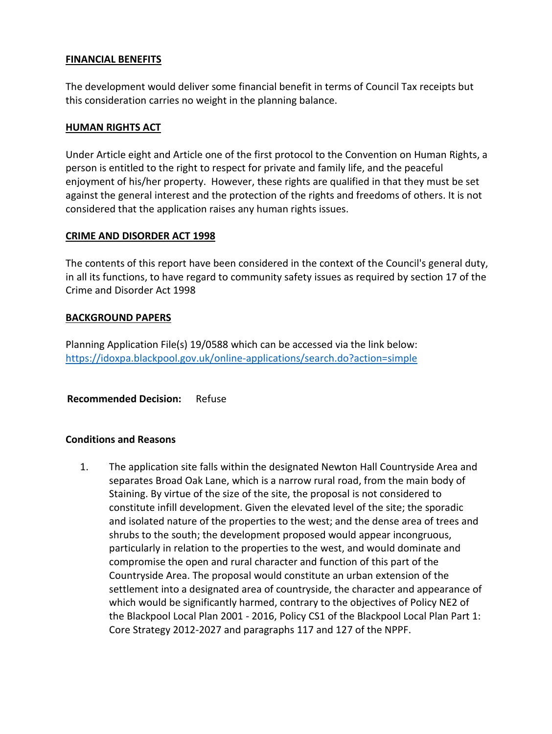**FINANCIAL BENEFITS**

The development would deliver some financial benefit in terms of Council Tax receipts but this consideration carries no weight in the planning balance.

**HUMAN RIGHTS ACT**

Under Article eight and Article one of the first protocol to the Convention on Human Rights, a person is entitled to the right to respect for private and family life, and the peaceful enjoyment of his/her property. However, these rights are qualified in that they must be set against the general interest and the protection of the rights and freedoms of others. It is not considered that the application raises any human rights issues.

**CRIME AND DISORDER ACT 1998**

The contents of this report have been considered in the context of the Council's general duty, in all its functions, to have regard to community safety issues as required by section 17 of the Crime and Disorder Act 1998

**BACKGROUND PAPERS**

Planning Application File(s) 19/0588 which can be accessed via the link below:
https://idoxpa.blackpool.gov.uk/online-applications/search.do?action=simple

**Recommended Decision:** Refuse

**Conditions and Reasons**

1. The application site falls within the designated Newton Hall Countryside Area and separates Broad Oak Lane, which is a narrow rural road, from the main body of Staining. By virtue of the size of the site, the proposal is not considered to constitute infill development. Given the elevated level of the site; the sporadic and isolated nature of the properties to the west; and the dense area of trees and shrubs to the south; the development proposed would appear incongruous, particularly in relation to the properties to the west, and would dominate and compromise the open and rural character and function of this part of the Countryside Area. The proposal would constitute an urban extension of the settlement into a designated area of countryside, the character and appearance of which would be significantly harmed, contrary to the objectives of Policy NE2 of the Blackpool Local Plan 2001 - 2016, Policy CS1 of the Blackpool Local Plan Part 1: Core Strategy 2012-2027 and paragraphs 117 and 127 of the NPPF.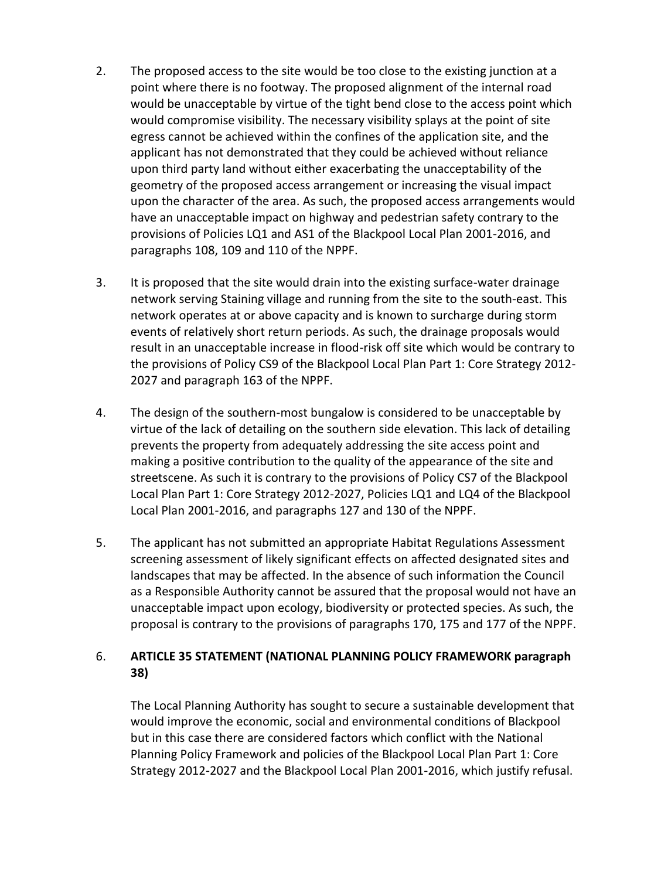2. The proposed access to the site would be too close to the existing junction at a point where there is no footway. The proposed alignment of the internal road would be unacceptable by virtue of the tight bend close to the access point which would compromise visibility. The necessary visibility splays at the point of site egress cannot be achieved within the confines of the application site, and the applicant has not demonstrated that they could be achieved without reliance upon third party land without either exacerbating the unacceptability of the geometry of the proposed access arrangement or increasing the visual impact upon the character of the area. As such, the proposed access arrangements would have an unacceptable impact on highway and pedestrian safety contrary to the provisions of Policies LQ1 and AS1 of the Blackpool Local Plan 2001-2016, and paragraphs 108, 109 and 110 of the NPPF.

3. It is proposed that the site would drain into the existing surface-water drainage network serving Staining village and running from the site to the south-east. This network operates at or above capacity and is known to surcharge during storm events of relatively short return periods. As such, the drainage proposals would result in an unacceptable increase in flood-risk off site which would be contrary to the provisions of Policy CS9 of the Blackpool Local Plan Part 1: Core Strategy 2012-2027 and paragraph 163 of the NPPF.

4. The design of the southern-most bungalow is considered to be unacceptable by virtue of the lack of detailing on the southern side elevation. This lack of detailing prevents the property from adequately addressing the site access point and making a positive contribution to the quality of the appearance of the site and streetscene. As such it is contrary to the provisions of Policy CS7 of the Blackpool Local Plan Part 1: Core Strategy 2012-2027, Policies LQ1 and LQ4 of the Blackpool Local Plan 2001-2016, and paragraphs 127 and 130 of the NPPF.

5. The applicant has not submitted an appropriate Habitat Regulations Assessment screening assessment of likely significant effects on affected designated sites and landscapes that may be affected. In the absence of such information the Council as a Responsible Authority cannot be assured that the proposal would not have an unacceptable impact upon ecology, biodiversity or protected species. As such, the proposal is contrary to the provisions of paragraphs 170, 175 and 177 of the NPPF.

6. **ARTICLE 35 STATEMENT (NATIONAL PLANNING POLICY FRAMEWORK paragraph 38)**

   The Local Planning Authority has sought to secure a sustainable development that would improve the economic, social and environmental conditions of Blackpool but in this case there are considered factors which conflict with the National Planning Policy Framework and policies of the Blackpool Local Plan Part 1: Core Strategy 2012-2027 and the Blackpool Local Plan 2001-2016, which justify refusal.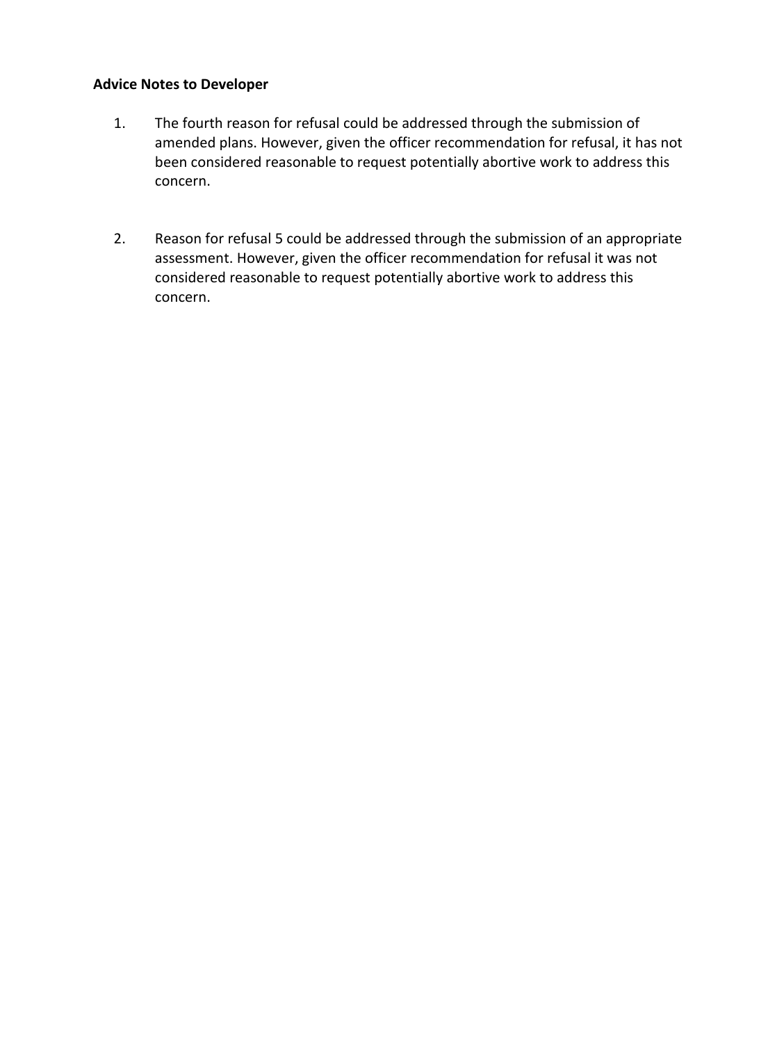**Advice Notes to Developer**

1. The fourth reason for refusal could be addressed through the submission of amended plans. However, given the officer recommendation for refusal, it has not been considered reasonable to request potentially abortive work to address this concern.

2. Reason for refusal 5 could be addressed through the submission of an appropriate assessment. However, given the officer recommendation for refusal it was not considered reasonable to request potentially abortive work to address this concern.